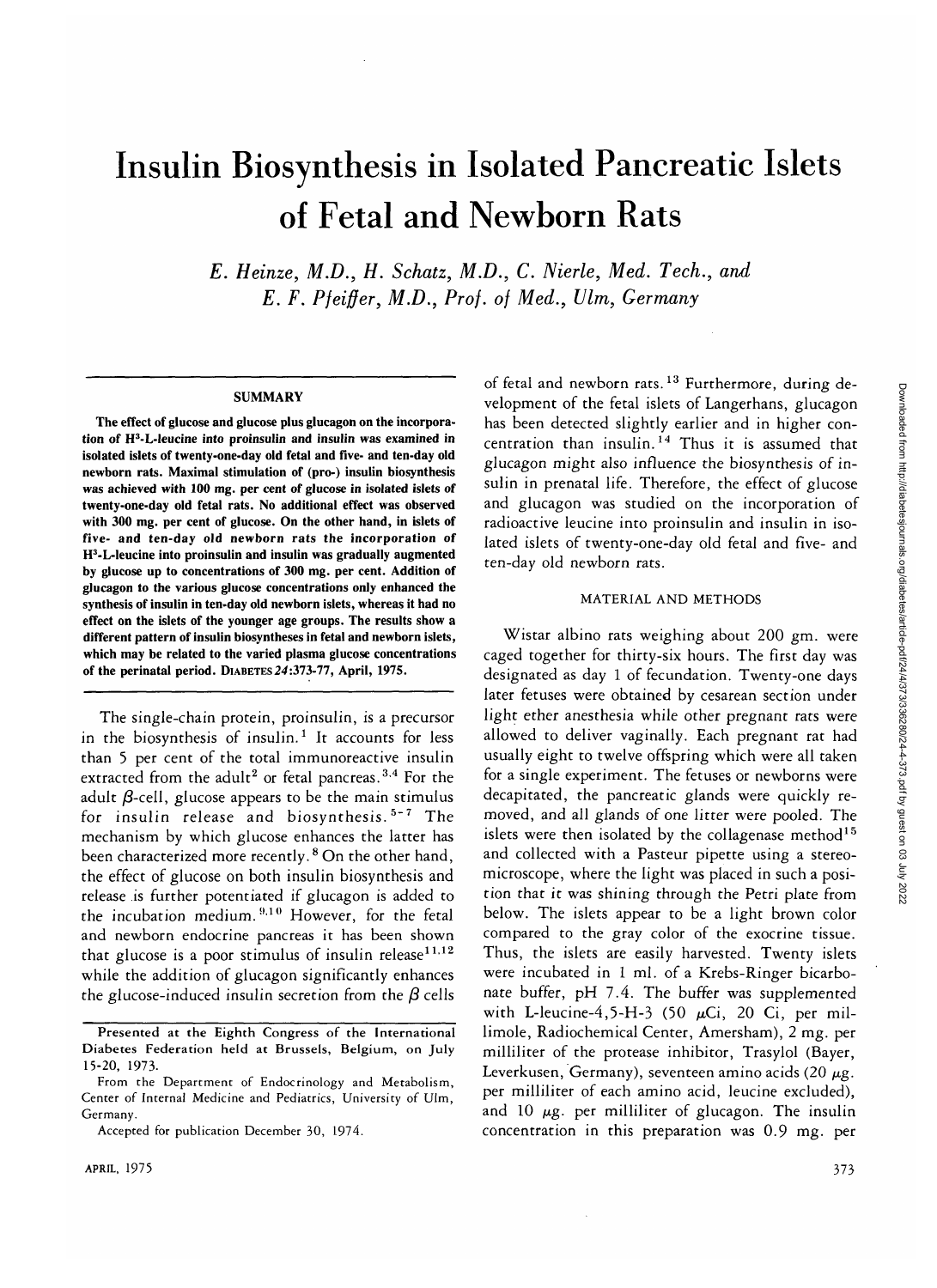# Insulin Biosynthesis in Isolated Pancreatic Islets of Fetal and Newborn Rats

*E. Heinze, M.D., H. Schatz, M.D., C. Nierle, Med. Tech., and E. F. Pfeiffer, M.D., Prof. of Med., Ulm, Germany*

## SUMMARY

**The effect of glucose and glucose plus glucagon on the incorporation of H[3]-L-leucine into proinsulin and insulin was examined in isolated islets of twenty-one-day old fetal and five- and ten-day old newborn rats. Maximal stimulation of (pro-) insulin biosynthesis was achieved with 100 mg. per cent of glucose in isolated islets of twenty-one-day old fetal rats. No additional effect was observed with 300 mg. per cent of glucose. On the other hand, in islets of five- and ten-day old newborn rats the incorporation of H[3]-L-leucine into proinsulin and insulin was gradually augmented by glucose up to concentrations of 300 mg. per cent. Addition of glucagon to the various glucose concentrations only enhanced the synthesis of insulin in ten-day old newborn islets, whereas it had no effect on the islets of the younger age groups. The results show a different pattern of insulin biosyntheses in fetal and newborn islets, which may be related to the varied plasma glucose concentrations of the perinatal period.** DIABETES *24*:373-77, April, 1975.

The single-chain protein, proinsulin, is a precursor in the biosynthesis of insulin.[1] It accounts for less than 5 per cent of the total immunoreactive insulin extracted from the adult[2] or fetal pancreas.[3,4] For the adult $\beta$-cell, glucose appears to be the main stimulus for insulin release and biosynthesis.[5-7] The mechanism by which glucose enhances the latter has been characterized more recently.[8] On the other hand, the effect of glucose on both insulin biosynthesis and release is further potentiated if glucagon is added to the incubation medium.[9,10] However, for the fetal and newborn endocrine pancreas it has been shown that glucose is a poor stimulus of insulin release[11,12] while the addition of glucagon significantly enhances the glucose-induced insulin secretion from the $\beta$ cells of fetal and newborn rats.[13] Furthermore, during development of the fetal islets of Langerhans, glucagon has been detected slightly earlier and in higher concentration than insulin.[14] Thus it is assumed that glucagon might also influence the biosynthesis of insulin in prenatal life. Therefore, the effect of glucose and glucagon was studied on the incorporation of radioactive leucine into proinsulin and insulin in isolated islets of twenty-one-day old fetal and five- and ten-day old newborn rats.

Presented at the Eighth Congress of the International Diabetes Federation held at Brussels, Belgium, on July 15-20, 1973.

From the Department of Endocrinology and Metabolism, Center of Internal Medicine and Pediatrics, University of Ulm, Germany.

Accepted for publication December 30, 1974.

## MATERIAL AND METHODS

Wistar albino rats weighing about 200 gm. were caged together for thirty-six hours. The first day was designated as day 1 of fecundation. Twenty-one days later fetuses were obtained by cesarean section under light ether anesthesia while other pregnant rats were allowed to deliver vaginally. Each pregnant rat had usually eight to twelve offspring which were all taken for a single experiment. The fetuses or newborns were decapitated, the pancreatic glands were quickly removed, and all glands of one litter were pooled. The islets were then isolated by the collagenase method[15] and collected with a Pasteur pipette using a stereomicroscope, where the light was placed in such a position that it was shining through the Petri plate from below. The islets appear to be a light brown color compared to the gray color of the exocrine tissue. Thus, the islets are easily harvested. Twenty islets were incubated in 1 ml. of a Krebs-Ringer bicarbonate buffer, pH 7.4. The buffer was supplemented with L-leucine-4,5-H-3 (50 $\mu$Ci, 20 Ci, per millimole, Radiochemical Center, Amersham), 2 mg. per milliliter of the protease inhibitor, Trasylol (Bayer, Leverkusen, Germany), seventeen amino acids (20 $\mu$g. per milliliter of each amino acid, leucine excluded), and 10 $\mu$g. per milliliter of glucagon. The insulin concentration in this preparation was 0.9 mg. per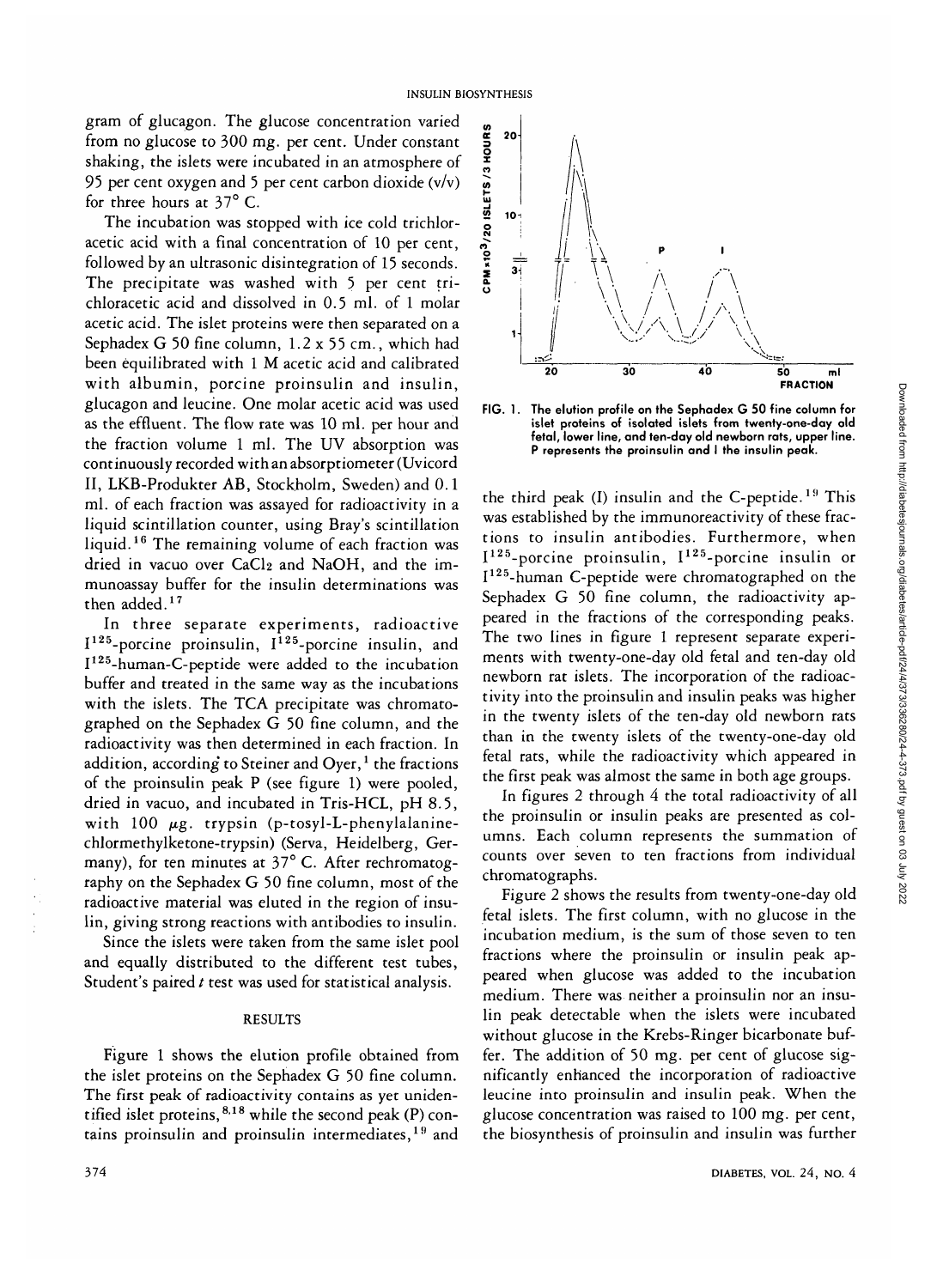gram of glucagon. The glucose concentration varied from no glucose to 300 mg. per cent. Under constant shaking, the islets were incubated in an atmosphere of 95 per cent oxygen and 5 per cent carbon dioxide (v/v) for three hours at 37° C.

The incubation was stopped with ice cold trichloracetic acid with a final concentration of 10 per cent, followed by an ultrasonic disintegration of 15 seconds. The precipitate was washed with 5 per cent trichloracetic acid and dissolved in 0.5 ml. of 1 molar acetic acid. The islet proteins were then separated on a Sephadex G 50 fine column, 1.2 x 55 cm., which had been equilibrated with 1 M acetic acid and calibrated with albumin, porcine proinsulin and insulin, glucagon and leucine. One molar acetic acid was used as the effluent. The flow rate was 10 ml. per hour and the fraction volume 1 ml. The UV absorption was continuously recorded with an absorptiometer (Uvicord II, LKB-Produkter AB, Stockholm, Sweden) and 0.1 ml. of each fraction was assayed for radioactivity in a liquid scintillation counter, using Bray's scintillation liquid.[16] The remaining volume of each fraction was dried in vacuo over $CaCl_2$ and NaOH, and the immunoassay buffer for the insulin determinations was then added.[17]

In three separate experiments, radioactive $I^{125}$-porcine proinsulin, $I^{125}$-porcine insulin, and $I^{125}$-human-C-peptide were added to the incubation buffer and treated in the same way as the incubations with the islets. The TCA precipitate was chromatographed on the Sephadex G 50 fine column, and the radioactivity was then determined in each fraction. In addition, according to Steiner and Oyer,[1] the fractions of the proinsulin peak P (see figure 1) were pooled, dried in vacuo, and incubated in Tris-HCL, pH 8.5, with 100 μg. trypsin (p-tosyl-L-phenylalaninechlormethylketone-trypsin) (Serva, Heidelberg, Germany), for ten minutes at 37° C. After rechromatography on the Sephadex G 50 fine column, most of the radioactive material was eluted in the region of insulin, giving strong reactions with antibodies to insulin.

Since the islets were taken from the same islet pool and equally distributed to the different test tubes, Student's paired *t* test was used for statistical analysis.

## RESULTS

Figure 1 shows the elution profile obtained from the islet proteins on the Sephadex G 50 fine column. The first peak of radioactivity contains as yet unidentified islet proteins,[8,18] while the second peak (P) contains proinsulin and proinsulin intermediates,[19] and the third peak (I) insulin and the C-peptide.[19] This was established by the immunoreactivity of these fractions to insulin antibodies. Furthermore, when $I^{125}$-porcine proinsulin, $I^{125}$-porcine insulin or $I^{125}$-human C-peptide were chromatographed on the Sephadex G 50 fine column, the radioactivity appeared in the fractions of the corresponding peaks. The two lines in figure 1 represent separate experiments with twenty-one-day old fetal and ten-day old newborn rat islets. The incorporation of the radioactivity into the proinsulin and insulin peaks was higher in the twenty islets of the ten-day old newborn rats than in the twenty islets of the twenty-one-day old fetal rats, while the radioactivity which appeared in the first peak was almost the same in both age groups.

FIG. 1. The elution profile on the Sephadex G 50 fine column for islet proteins of isolated islets from twenty-one-day old fetal, lower line, and ten-day old newborn rats, upper line. P represents the proinsulin and I the insulin peak.

In figures 2 through 4 the total radioactivity of all the proinsulin or insulin peaks are presented as columns. Each column represents the summation of counts over seven to ten fractions from individual chromatographs.

Figure 2 shows the results from twenty-one-day old fetal islets. The first column, with no glucose in the incubation medium, is the sum of those seven to ten fractions where the proinsulin or insulin peak appeared when glucose was added to the incubation medium. There was neither a proinsulin nor an insulin peak detectable when the islets were incubated without glucose in the Krebs-Ringer bicarbonate buffer. The addition of 50 mg. per cent of glucose significantly enhanced the incorporation of radioactive leucine into proinsulin and insulin peak. When the glucose concentration was raised to 100 mg. per cent, the biosynthesis of proinsulin and insulin was further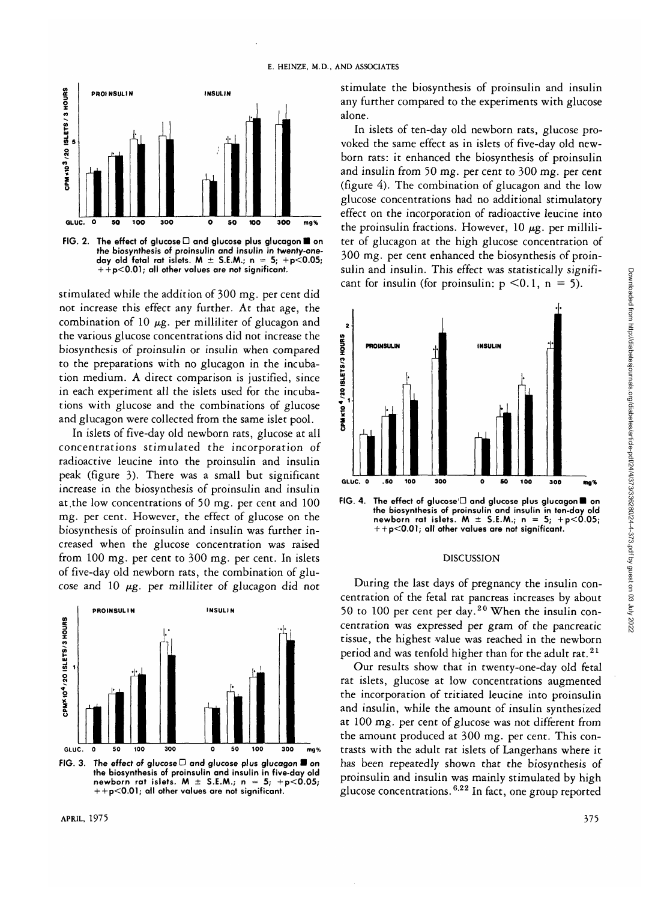FIG. 2. The effect of glucose □ and glucose plus glucagon ■ on the biosynthesis of proinsulin and insulin in twenty-one-day old fetal rat islets. M ± S.E.M.; n = 5; +p<0.05; ++p<0.01; all other values are not significant.

stimulated while the addition of 300 mg. per cent did not increase this effect any further. At that age, the combination of 10 μg. per milliliter of glucagon and the various glucose concentrations did not increase the biosynthesis of proinsulin or insulin when compared to the preparations with no glucagon in the incubation medium. A direct comparison is justified, since in each experiment all the islets used for the incubations with glucose and the combinations of glucose and glucagon were collected from the same islet pool.

In islets of five-day old newborn rats, glucose at all concentrations stimulated the incorporation of radioactive leucine into the proinsulin and insulin peak (figure 3). There was a small but significant increase in the biosynthesis of proinsulin and insulin at the low concentrations of 50 mg. per cent and 100 mg. per cent. However, the effect of glucose on the biosynthesis of proinsulin and insulin was further increased when the glucose concentration was raised from 100 mg. per cent to 300 mg. per cent. In islets of five-day old newborn rats, the combination of glucose and 10 μg. per milliliter of glucagon did not

FIG. 3. The effect of glucose □ and glucose plus glucagon ■ on the biosynthesis of proinsulin and insulin in five-day old newborn rat islets. M ± S.E.M.; n = 5; +p<0.05; ++p<0.01; all other values are not significant.

stimulate the biosynthesis of proinsulin and insulin any further compared to the experiments with glucose alone.

In islets of ten-day old newborn rats, glucose provoked the same effect as in islets of five-day old newborn rats: it enhanced the biosynthesis of proinsulin and insulin from 50 mg. per cent to 300 mg. per cent (figure 4). The combination of glucagon and the low glucose concentrations had no additional stimulatory effect on the incorporation of radioactive leucine into the proinsulin fractions. However, 10 μg. per milliliter of glucagon at the high glucose concentration of 300 mg. per cent enhanced the biosynthesis of proinsulin and insulin. This effect was statistically significant for insulin (for proinsulin: $p < 0.1$, n = 5).

FIG. 4. The effect of glucose □ and glucose plus glucagon ■ on the biosynthesis of proinsulin and insulin in ten-day old newborn rat islets. M ± S.E.M.; n = 5; +p<0.05; ++p<0.01; all other values are not significant.

## DISCUSSION

During the last days of pregnancy the insulin concentration of the fetal rat pancreas increases by about 50 to 100 per cent per day.[20] When the insulin concentration was expressed per gram of the pancreatic tissue, the highest value was reached in the newborn period and was tenfold higher than for the adult rat.[21]

Our results show that in twenty-one-day old fetal rat islets, glucose at low concentrations augmented the incorporation of tritiated leucine into proinsulin and insulin, while the amount of insulin synthesized at 100 mg. per cent of glucose was not different from the amount produced at 300 mg. per cent. This contrasts with the adult rat islets of Langerhans where it has been repeatedly shown that the biosynthesis of proinsulin and insulin was mainly stimulated by high glucose concentrations.[6,22] In fact, one group reported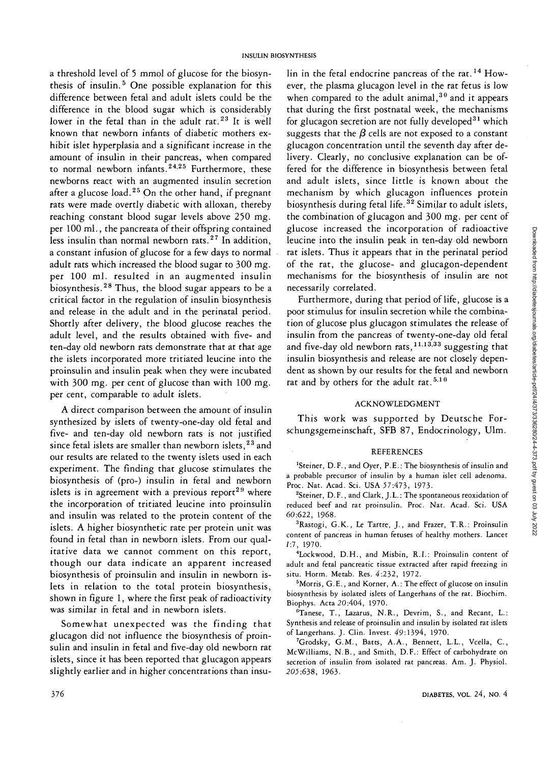a threshold level of 5 mmol of glucose for the biosynthesis of insulin.[5] One possible explanation for this difference between fetal and adult islets could be the difference in the blood sugar which is considerably lower in the fetal than in the adult rat.[23] It is well known that newborn infants of diabetic mothers exhibit islet hyperplasia and a significant increase in the amount of insulin in their pancreas, when compared to normal newborn infants.[24,25] Furthermore, these newborns react with an augmented insulin secretion after a glucose load.[25] On the other hand, if pregnant rats were made overtly diabetic with alloxan, thereby reaching constant blood sugar levels above 250 mg. per 100 ml., the pancreata of their offspring contained less insulin than normal newborn rats.[27] In addition, a constant infusion of glucose for a few days to normal adult rats which increased the blood sugar to 300 mg. per 100 ml. resulted in an augmented insulin biosynthesis.[28] Thus, the blood sugar appears to be a critical factor in the regulation of insulin biosynthesis and release in the adult and in the perinatal period. Shortly after delivery, the blood glucose reaches the adult level, and the results obtained with five- and ten-day old newborn rats demonstrate that at that age the islets incorporated more tritiated leucine into the proinsulin and insulin peak when they were incubated with 300 mg. per cent of glucose than with 100 mg. per cent, comparable to adult islets.

A direct comparison between the amount of insulin synthesized by islets of twenty-one-day old fetal and five- and ten-day old newborn rats is not justified since fetal islets are smaller than newborn islets,[23] and our results are related to the twenty islets used in each experiment. The finding that glucose stimulates the biosynthesis of (pro-) insulin in fetal and newborn islets is in agreement with a previous report[29] where the incorporation of tritiated leucine into proinsulin and insulin was related to the protein content of the islets. A higher biosynthetic rate per protein unit was found in fetal than in newborn islets. From our qualitative data we cannot comment on this report, though our data indicate an apparent increased biosynthesis of proinsulin and insulin in newborn islets in relation to the total protein biosynthesis, shown in figure 1, where the first peak of radioactivity was similar in fetal and in newborn islets.

Somewhat unexpected was the finding that glucagon did not influence the biosynthesis of proinsulin and insulin in fetal and five-day old newborn rat islets, since it has been reported that glucagon appears slightly earlier and in higher concentrations than insulin in the fetal endocrine pancreas of the rat.[14] However, the plasma glucagon level in the rat fetus is low when compared to the adult animal,[30] and it appears that during the first postnatal week, the mechanisms for glucagon secretion are not fully developed[31] which suggests that the $\beta$ cells are not exposed to a constant glucagon concentration until the seventh day after delivery. Clearly, no conclusive explanation can be offered for the difference in biosynthesis between fetal and adult islets, since little is known about the mechanism by which glucagon influences protein biosynthesis during fetal life.[32] Similar to adult islets, the combination of glucagon and 300 mg. per cent of glucose increased the incorporation of radioactive leucine into the insulin peak in ten-day old newborn rat islets. Thus it appears that in the perinatal period of the rat, the glucose- and glucagon-dependent mechanisms for the biosynthesis of insulin are not necessarily correlated.

Furthermore, during that period of life, glucose is a poor stimulus for insulin secretion while the combination of glucose plus glucagon stimulates the release of insulin from the pancreas of twenty-one-day old fetal and five-day old newborn rats,[11,13,33] suggesting that insulin biosynthesis and release are not closely dependent as shown by our results for the fetal and newborn rat and by others for the adult rat.[5,10]

## ACKNOWLEDGMENT

This work was supported by Deutsche Forschungsgemeinschaft, SFB 87, Endocrinology, Ulm.

## REFERENCES

[1] Steiner, D.F., and Oyer, P.E.: The biosynthesis of insulin and a probable precursor of insulin by a human islet cell adenoma. Proc. Nat. Acad. Sci. USA 57:473, 1973.

[2] Steiner, D.F., and Clark, J.L.: The spontaneous reoxidation of reduced beef and rat proinsulin. Proc. Nat. Acad. Sci. USA 60:622, 1968.

[3] Rastogi, G.K., Le Tartre, J., and Frazer, T.R.: Proinsulin content of pancreas in human fetuses of healthy mothers. Lancet 1:7, 1970.

[4] Lockwood, D.H., and Misbin, R.I.: Proinsulin content of adult and fetal pancreatic tissue extracted after rapid freezing in situ. Horm. Metab. Res. 4:232, 1972.

[5] Morris, G.E., and Korner, A.: The effect of glucose on insulin biosynthesis by isolated islets of Langerhans of the rat. Biochim. Biophys. Acta 20:404, 1970.

[6] Tanese, T., Lazarus, N.R., Devrim, S., and Recant, L.: Synthesis and release of proinsulin and insulin by isolated rat islets of Langerhans. J. Clin. Invest. 49:1394, 1970.

[7] Grodsky, G.M., Batts, A.A., Bennett, L.L., Vcella, C., McWilliams, N.B., and Smith, D.F.: Effect of carbohydrate on secretion of insulin from isolated rat pancreas. Am. J. Physiol. 205:638, 1963.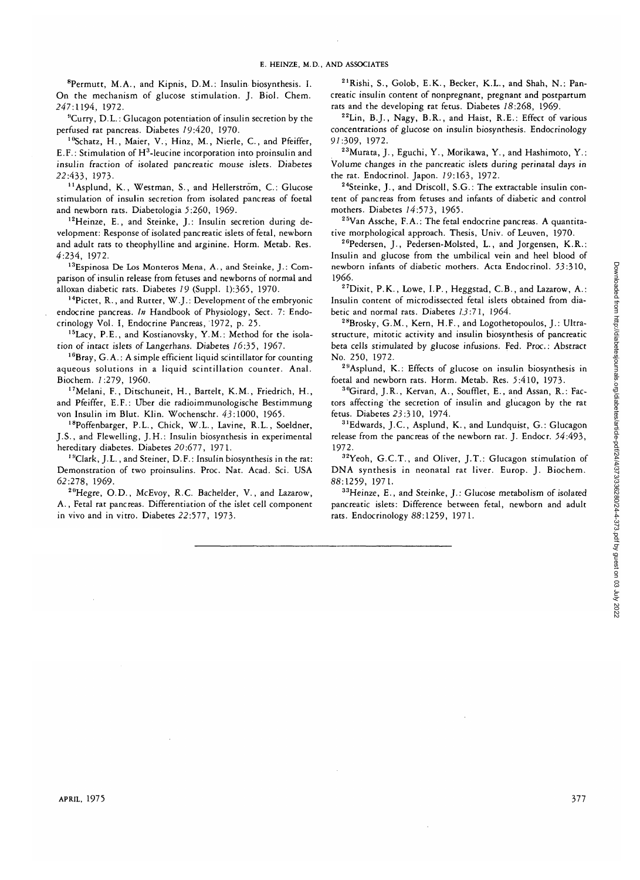[8]Permutt, M.A., and Kipnis, D.M.: Insulin biosynthesis. I. On the mechanism of glucose stimulation. J. Biol. Chem. *247*:1194, 1972.

[9]Curry, D.L.: Glucagon potentiation of insulin secretion by the perfused rat pancreas. Diabetes *19*:420, 1970.

[10]Schatz, H., Maier, V., Hinz, M., Nierle, C., and Pfeiffer, E.F.: Stimulation of $H^3$-leucine incorporation into proinsulin and insulin fraction of isolated pancreatic mouse islets. Diabetes *22*:433, 1973.

[11]Asplund, K., Westman, S., and Hellerström, C.: Glucose stimulation of insulin secretion from isolated pancreas of foetal and newborn rats. Diabetologia *5*:260, 1969.

[12]Heinze, E., and Steinke, J.: Insulin secretion during development: Response of isolated pancreatic islets of fetal, newborn and adult rats to theophylline and arginine. Horm. Metab. Res. *4*:234, 1972.

[13]Espinosa De Los Monteros Mena, A., and Steinke, J.: Comparison of insulin release from fetuses and newborns of normal and alloxan diabetic rats. Diabetes *19* (Suppl. 1):365, 1970.

[14]Pictet, R., and Rutter, W.J.: Development of the embryonic endocrine pancreas. *In* Handbook of Physiology, Sect. 7: Endocrinology Vol. I, Endocrine Pancreas, 1972, p. 25.

[15]Lacy, P.E., and Kostianovsky, Y.M.: Method for the isolation of intact islets of Langerhans. Diabetes *16*:35, 1967.

[16]Bray, G.A.: A simple efficient liquid scintillator for counting aqueous solutions in a liquid scintillation counter. Anal. Biochem. *1*:279, 1960.

[17]Melani, F., Ditschuneit, H., Bartelt, K.M., Friedrich, H., and Pfeiffer, E.F.: Über die radioimmunologische Bestimmung von Insulin im Blut. Klin. Wochenschr. *43*:1000, 1965.

[18]Poffenbarger, P.L., Chick, W.L., Lavine, R.L., Soeldner, J.S., and Flewelling, J.H.: Insulin biosynthesis in experimental hereditary diabetes. Diabetes *20*:677, 1971.

[19]Clark, J.L., and Steiner, D.F.: Insulin biosynthesis in the rat: Demonstration of two proinsulins. Proc. Nat. Acad. Sci. USA *62*:278, 1969.

[20]Hegre, O.D., McEvoy, R.C. Bachelder, V., and Lazarow, A., Fetal rat pancreas. Differentiation of the islet cell component in vivo and in vitro. Diabetes *22*:577, 1973.

[21]Rishi, S., Golob, E.K., Becker, K.L., and Shah, N.: Pancreatic insulin content of nonpregnant, pregnant and postpartum rats and the developing rat fetus. Diabetes *18*:268, 1969.

[22]Lin, B.J., Nagy, B.R., and Haist, R.E.: Effect of various concentrations of glucose on insulin biosynthesis. Endocrinology *91*:309, 1972.

[23]Murata, J., Eguchi, Y., Morikawa, Y., and Hashimoto, Y.: Volume changes in the pancreatic islets during perinatal days in the rat. Endocrinol. Japon. *19*:163, 1972.

[24]Steinke, J., and Driscoll, S.G.: The extractable insulin content of pancreas from fetuses and infants of diabetic and control mothers. Diabetes *14*:573, 1965.

[25]Van Assche, F.A.: The fetal endocrine pancreas. A quantitative morphological approach. Thesis, Univ. of Leuven, 1970.

[26]Pedersen, J., Pedersen-Molsted, L., and Jorgensen, K.R.: Insulin and glucose from the umbilical vein and heel blood of newborn infants of diabetic mothers. Acta Endocrinol. *53*:310, 1966.

[27]Dixit, P.K., Lowe, I.P., Heggstad, C.B., and Lazarow, A.: Insulin content of microdissected fetal islets obtained from diabetic and normal rats. Diabetes *13*:71, 1964.

[28]Brosky, G.M., Kern, H.F., and Logothetopoulos, J.: Ultrastructure, mitotic activity and insulin biosynthesis of pancreatic beta cells stimulated by glucose infusions. Fed. Proc.: Abstract No. 250, 1972.

[29]Asplund, K.: Effects of glucose on insulin biosynthesis in foetal and newborn rats. Horm. Metab. Res. *5*:410, 1973.

[30]Girard, J.R., Kervan, A., Soufflet, E., and Assan, R.: Factors affecting the secretion of insulin and glucagon by the rat fetus. Diabetes *23*:310, 1974.

[31]Edwards, J.C., Asplund, K., and Lundquist, G.: Glucagon release from the pancreas of the newborn rat. J. Endocr. *54*:493, 1972.

[32]Yeoh, G.C.T., and Oliver, J.T.: Glucagon stimulation of DNA synthesis in neonatal rat liver. Europ. J. Biochem. *88*:1259, 1971.

[33]Heinze, E., and Steinke, J.: Glucose metabolism of isolated pancreatic islets: Difference between fetal, newborn and adult rats. Endocrinology *88*:1259, 1971.